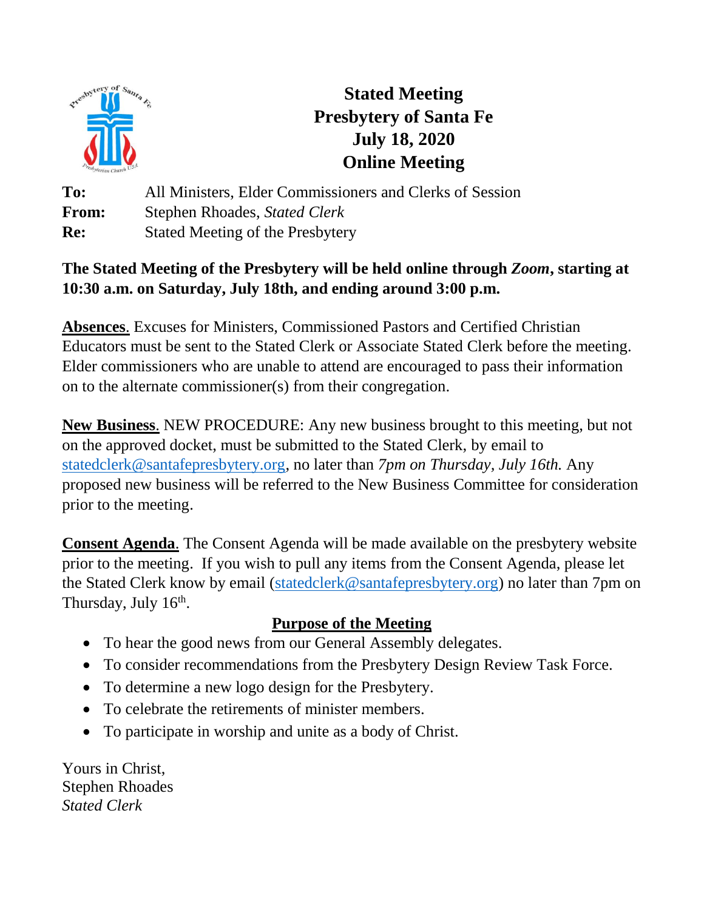# Stated Meeting
# Presbytery of Santa Fe
# July 18, 2020
# Online Meeting

**To:** All Ministers, Elder Commissioners and Clerks of Session
**From:** Stephen Rhoades, *Stated Clerk*
**Re:** Stated Meeting of the Presbytery

**The Stated Meeting of the Presbytery will be held online through *Zoom*, starting at 10:30 a.m. on Saturday, July 18th, and ending around 3:00 p.m.**

**Absences**. Excuses for Ministers, Commissioned Pastors and Certified Christian Educators must be sent to the Stated Clerk or Associate Stated Clerk before the meeting. Elder commissioners who are unable to attend are encouraged to pass their information on to the alternate commissioner(s) from their congregation.

**New Business**. NEW PROCEDURE: Any new business brought to this meeting, but not on the approved docket, must be submitted to the Stated Clerk, by email to statedclerk@santafepresbytery.org, no later than *7pm on Thursday, July 16th.* Any proposed new business will be referred to the New Business Committee for consideration prior to the meeting.

**Consent Agenda**. The Consent Agenda will be made available on the presbytery website prior to the meeting. If you wish to pull any items from the Consent Agenda, please let the Stated Clerk know by email (statedclerk@santafepresbytery.org) no later than 7pm on Thursday, July 16th.

## Purpose of the Meeting

- To hear the good news from our General Assembly delegates.
- To consider recommendations from the Presbytery Design Review Task Force.
- To determine a new logo design for the Presbytery.
- To celebrate the retirements of minister members.
- To participate in worship and unite as a body of Christ.

Yours in Christ,
Stephen Rhoades
*Stated Clerk*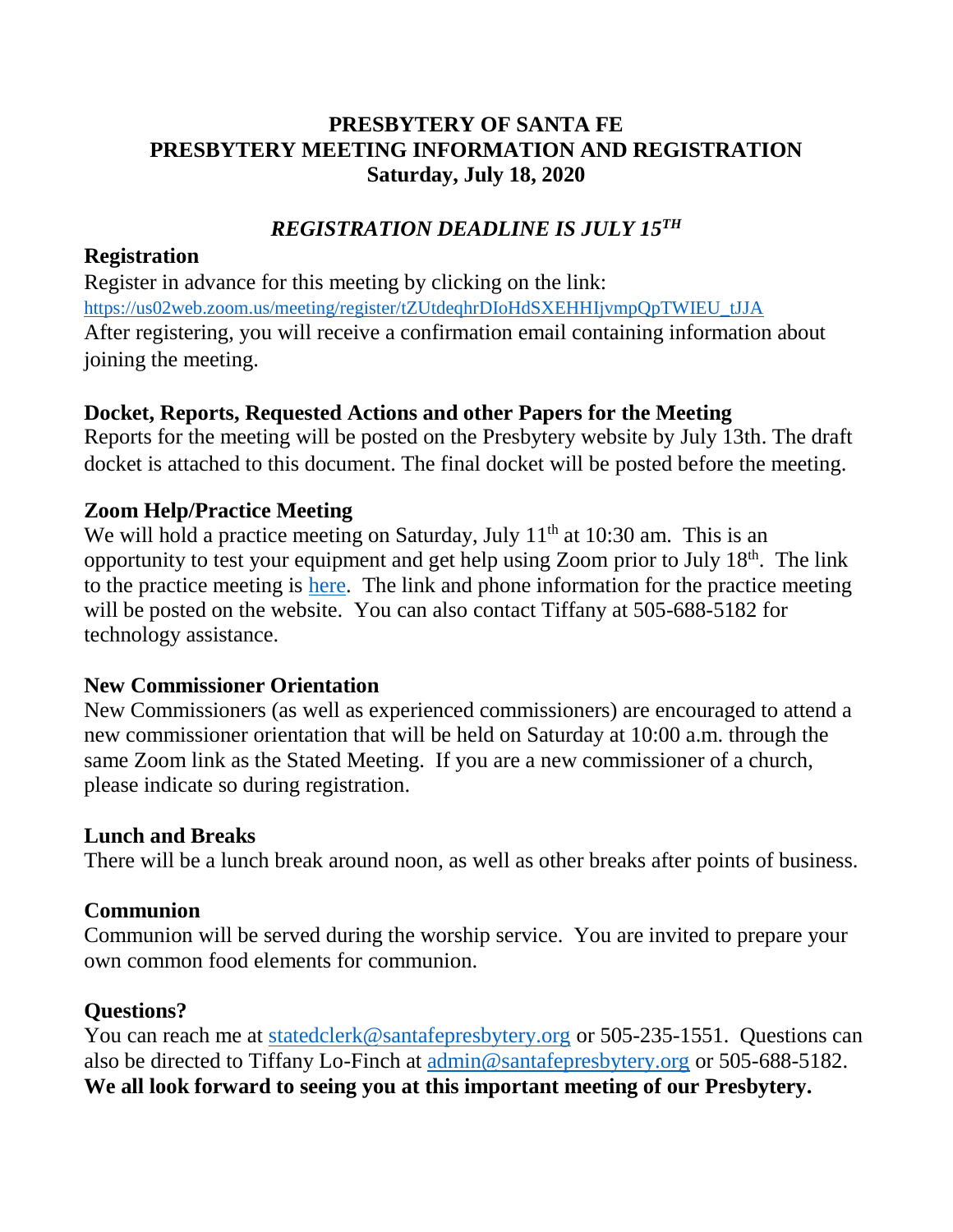**PRESBYTERY OF SANTA FE**
**PRESBYTERY MEETING INFORMATION AND REGISTRATION**
**Saturday, July 18, 2020**

***REGISTRATION DEADLINE IS JULY 15TH***

## Registration

Register in advance for this meeting by clicking on the link:
https://us02web.zoom.us/meeting/register/tZUtdeqhrDIoHdSXEHHIjvmpQpTWIEU_tJJA
After registering, you will receive a confirmation email containing information about joining the meeting.

## Docket, Reports, Requested Actions and other Papers for the Meeting

Reports for the meeting will be posted on the Presbytery website by July 13th. The draft docket is attached to this document. The final docket will be posted before the meeting.

## Zoom Help/Practice Meeting

We will hold a practice meeting on Saturday, July 11th at 10:30 am. This is an opportunity to test your equipment and get help using Zoom prior to July 18th. The link to the practice meeting is here. The link and phone information for the practice meeting will be posted on the website. You can also contact Tiffany at 505-688-5182 for technology assistance.

## New Commissioner Orientation

New Commissioners (as well as experienced commissioners) are encouraged to attend a new commissioner orientation that will be held on Saturday at 10:00 a.m. through the same Zoom link as the Stated Meeting. If you are a new commissioner of a church, please indicate so during registration.

## Lunch and Breaks

There will be a lunch break around noon, as well as other breaks after points of business.

## Communion

Communion will be served during the worship service. You are invited to prepare your own common food elements for communion.

## Questions?

You can reach me at statedclerk@santafepresbytery.org or 505-235-1551. Questions can also be directed to Tiffany Lo-Finch at admin@santafepresbytery.org or 505-688-5182.
**We all look forward to seeing you at this important meeting of our Presbytery.**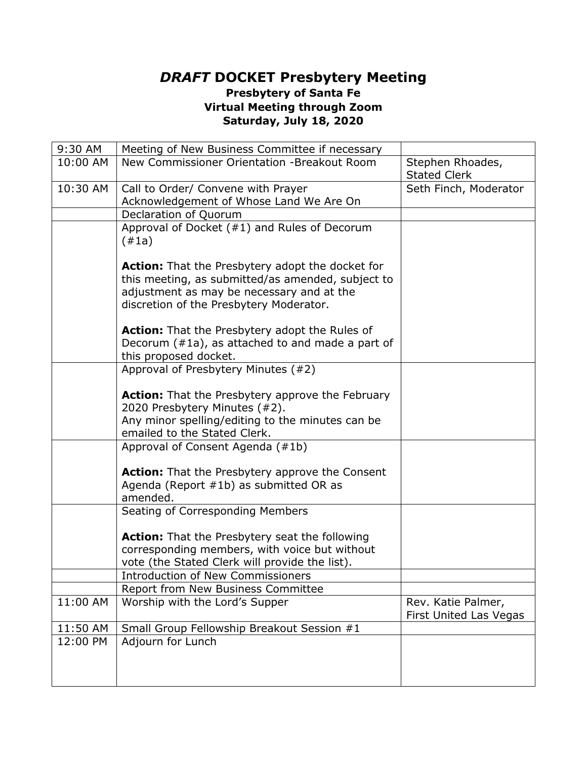# *DRAFT* DOCKET Presbytery Meeting

**Presbytery of Santa Fe**
**Virtual Meeting through Zoom**
**Saturday, July 18, 2020**

| | | |
|---|---|---|
| 9:30 AM | Meeting of New Business Committee if necessary | |
| 10:00 AM | New Commissioner Orientation -Breakout Room | Stephen Rhoades, Stated Clerk |
| 10:30 AM | Call to Order/ Convene with Prayer<br>Acknowledgement of Whose Land We Are On | Seth Finch, Moderator |
| | Declaration of Quorum | |
| | Approval of Docket (#1) and Rules of Decorum (#1a)<br><br>**Action:** That the Presbytery adopt the docket for this meeting, as submitted/as amended, subject to adjustment as may be necessary and at the discretion of the Presbytery Moderator.<br><br>**Action:** That the Presbytery adopt the Rules of Decorum (#1a), as attached to and made a part of this proposed docket. | |
| | Approval of Presbytery Minutes (#2)<br><br>**Action:** That the Presbytery approve the February 2020 Presbytery Minutes (#2).<br>Any minor spelling/editing to the minutes can be emailed to the Stated Clerk. | |
| | Approval of Consent Agenda (#1b)<br><br>**Action:** That the Presbytery approve the Consent Agenda (Report #1b) as submitted OR as amended. | |
| | Seating of Corresponding Members<br><br>**Action:** That the Presbytery seat the following corresponding members, with voice but without vote (the Stated Clerk will provide the list). | |
| | Introduction of New Commissioners | |
| | Report from New Business Committee | |
| 11:00 AM | Worship with the Lord's Supper | Rev. Katie Palmer, First United Las Vegas |
| 11:50 AM | Small Group Fellowship Breakout Session #1 | |
| 12:00 PM | Adjourn for Lunch | |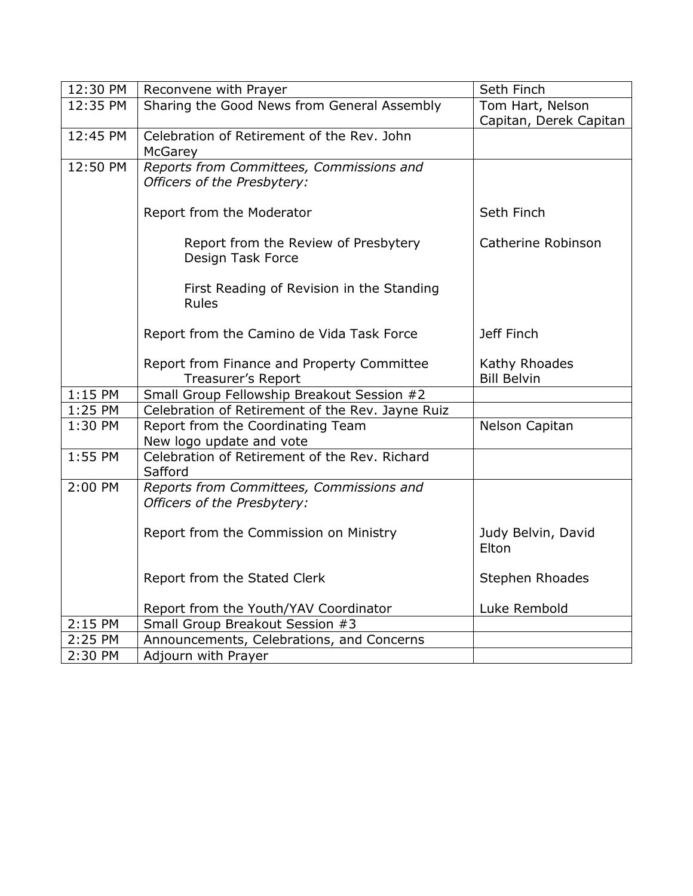| | | |
|---|---|---|
| 12:30 PM | Reconvene with Prayer | Seth Finch |
| 12:35 PM | Sharing the Good News from General Assembly | Tom Hart, Nelson Capitan, Derek Capitan |
| 12:45 PM | Celebration of Retirement of the Rev. John McGarey | |
| 12:50 PM | *Reports from Committees, Commissions and Officers of the Presbytery:*<br><br>Report from the Moderator<br><br>Report from the Review of Presbytery Design Task Force<br><br>First Reading of Revision in the Standing Rules<br><br>Report from the Camino de Vida Task Force<br><br>Report from Finance and Property Committee<br>Treasurer's Report | <br><br><br>Seth Finch<br><br>Catherine Robinson<br><br><br><br>Jeff Finch<br><br>Kathy Rhoades<br>Bill Belvin |
| 1:15 PM | Small Group Fellowship Breakout Session #2 | |
| 1:25 PM | Celebration of Retirement of the Rev. Jayne Ruiz | |
| 1:30 PM | Report from the Coordinating Team<br>New logo update and vote | Nelson Capitan |
| 1:55 PM | Celebration of Retirement of the Rev. Richard Safford | |
| 2:00 PM | *Reports from Committees, Commissions and Officers of the Presbytery:*<br><br>Report from the Commission on Ministry<br><br>Report from the Stated Clerk<br><br>Report from the Youth/YAV Coordinator | <br><br><br>Judy Belvin, David Elton<br><br>Stephen Rhoades<br><br>Luke Rembold |
| 2:15 PM | Small Group Breakout Session #3 | |
| 2:25 PM | Announcements, Celebrations, and Concerns | |
| 2:30 PM | Adjourn with Prayer | |